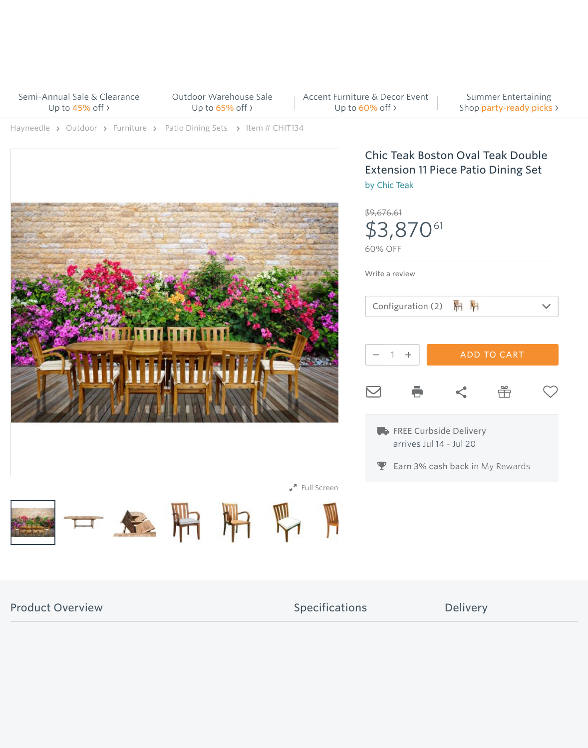Semi-Annual Sale & Clearance
Up to 45% off ›

Outdoor Warehouse Sale
Up to 65% off ›

Accent Furniture & Decor Event
Up to 60% off ›

Summer Entertaining
Shop party-ready picks ›

Hayneedle › Outdoor › Furniture › Patio Dining Sets › Item # CHIT134

# Chic Teak Boston Oval Teak Double Extension 11 Piece Patio Dining Set

by Chic Teak

~~$9,676.61~~

$3,870.61

60% OFF

Write a review

Configuration (2)

1

ADD TO CART

Full Screen

FREE Curbside Delivery
arrives Jul 14 - Jul 20

Earn 3% cash back in My Rewards

Product Overview | Specifications | Delivery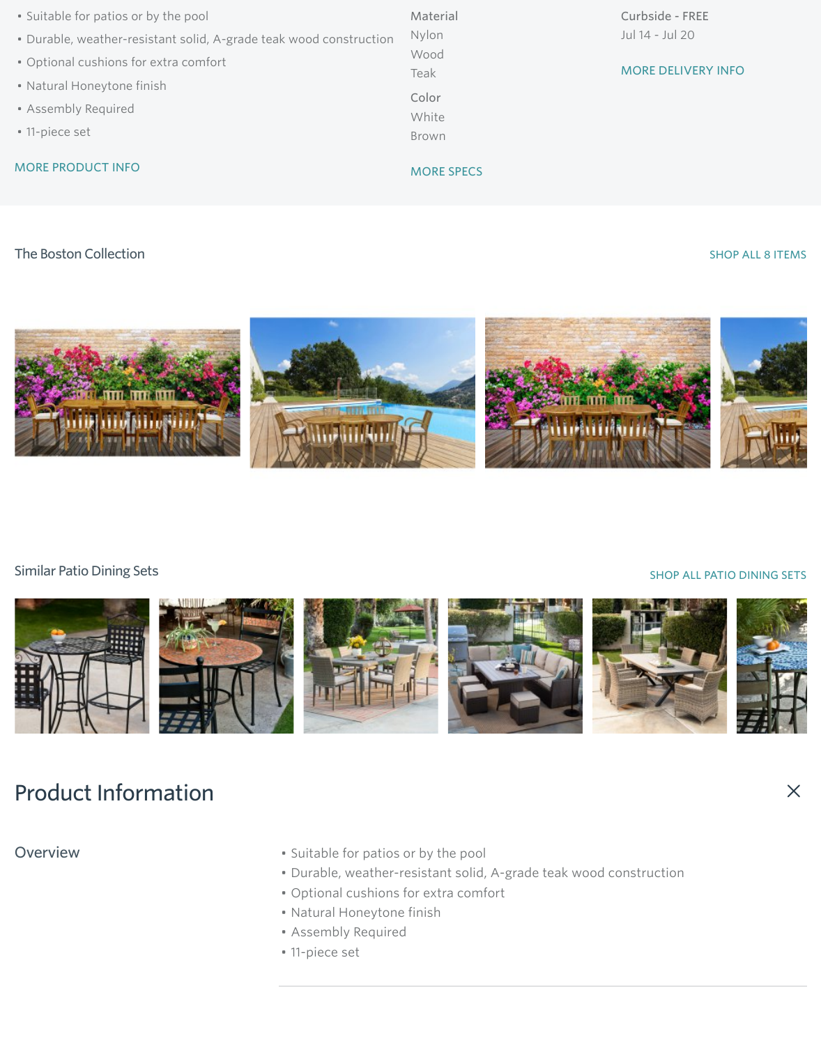- Suitable for patios or by the pool
- Durable, weather-resistant solid, A-grade teak wood construction
- Optional cushions for extra comfort
- Natural Honeytone finish
- Assembly Required
- 11-piece set

MORE PRODUCT INFO

**Material**
Nylon
Wood
Teak

**Color**
White
Brown

MORE SPECS

Curbside - FREE
Jul 14 - Jul 20

MORE DELIVERY INFO

## The Boston Collection

SHOP ALL 8 ITEMS

## Similar Patio Dining Sets

SHOP ALL PATIO DINING SETS

# Product Information

## Overview

- Suitable for patios or by the pool
- Durable, weather-resistant solid, A-grade teak wood construction
- Optional cushions for extra comfort
- Natural Honeytone finish
- Assembly Required
- 11-piece set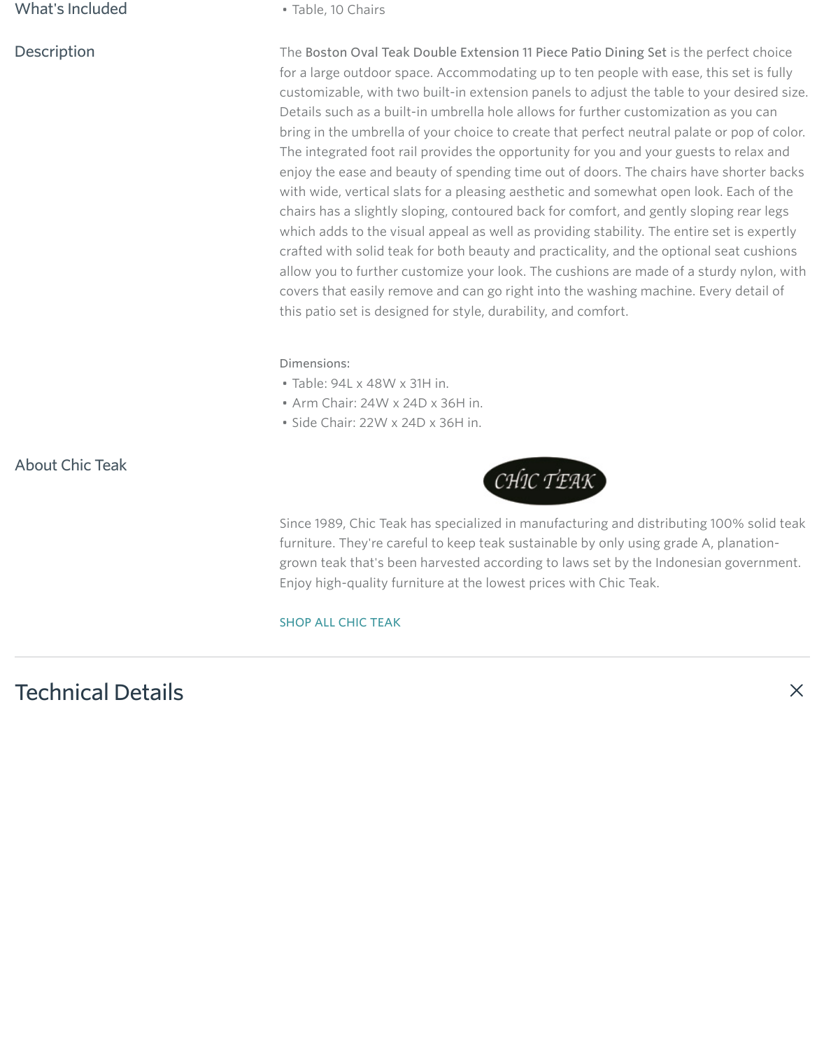## What's Included

- Table, 10 Chairs

## Description

The **Boston Oval Teak Double Extension 11 Piece Patio Dining Set** is the perfect choice for a large outdoor space. Accommodating up to ten people with ease, this set is fully customizable, with two built-in extension panels to adjust the table to your desired size. Details such as a built-in umbrella hole allows for further customization as you can bring in the umbrella of your choice to create that perfect neutral palate or pop of color. The integrated foot rail provides the opportunity for you and your guests to relax and enjoy the ease and beauty of spending time out of doors. The chairs have shorter backs with wide, vertical slats for a pleasing aesthetic and somewhat open look. Each of the chairs has a slightly sloping, contoured back for comfort, and gently sloping rear legs which adds to the visual appeal as well as providing stability. The entire set is expertly crafted with solid teak for both beauty and practicality, and the optional seat cushions allow you to further customize your look. The cushions are made of a sturdy nylon, with covers that easily remove and can go right into the washing machine. Every detail of this patio set is designed for style, durability, and comfort.

Dimensions:

- Table: 94L x 48W x 31H in.
- Arm Chair: 24W x 24D x 36H in.
- Side Chair: 22W x 24D x 36H in.

## About Chic Teak

CHIC TEAK

Since 1989, Chic Teak has specialized in manufacturing and distributing 100% solid teak furniture. They're careful to keep teak sustainable by only using grade A, planation-grown teak that's been harvested according to laws set by the Indonesian government. Enjoy high-quality furniture at the lowest prices with Chic Teak.

SHOP ALL CHIC TEAK

## Technical Details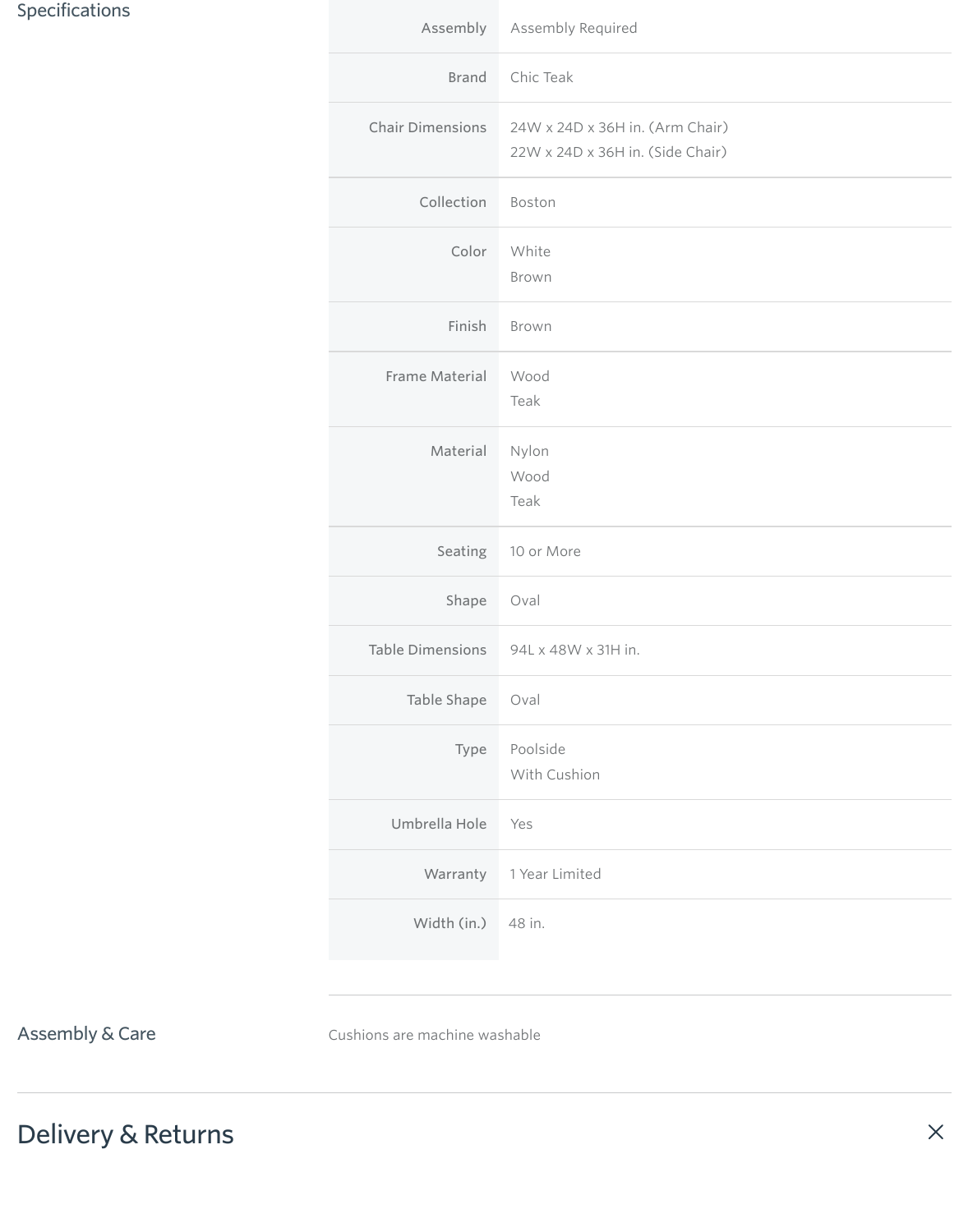## Specifications

| | |
|---|---|
| Assembly | Assembly Required |
| Brand | Chic Teak |
| Chair Dimensions | 24W x 24D x 36H in. (Arm Chair)<br>22W x 24D x 36H in. (Side Chair) |
| Collection | Boston |
| Color | White<br>Brown |
| Finish | Brown |
| Frame Material | Wood<br>Teak |
| Material | Nylon<br>Wood<br>Teak |
| Seating | 10 or More |
| Shape | Oval |
| Table Dimensions | 94L x 48W x 31H in. |
| Table Shape | Oval |
| Type | Poolside<br>With Cushion |
| Umbrella Hole | Yes |
| Warranty | 1 Year Limited |
| Width (in.) | 48 in. |

## Assembly & Care

Cushions are machine washable

## Delivery & Returns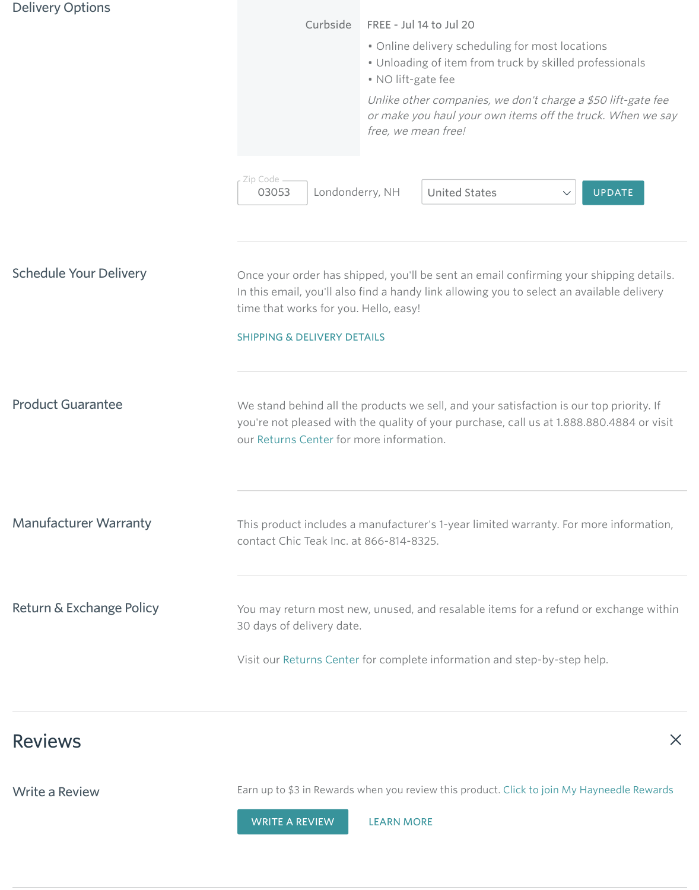## Delivery Options

Curbside

FREE - Jul 14 to Jul 20

- Online delivery scheduling for most locations
- Unloading of item from truck by skilled professionals
- NO lift-gate fee

*Unlike other companies, we don't charge a $50 lift-gate fee or make you haul your own items off the truck. When we say free, we mean free!*

Zip Code 03053 Londonderry, NH United States UPDATE

## Schedule Your Delivery

Once your order has shipped, you'll be sent an email confirming your shipping details. In this email, you'll also find a handy link allowing you to select an available delivery time that works for you. Hello, easy!

SHIPPING & DELIVERY DETAILS

## Product Guarantee

We stand behind all the products we sell, and your satisfaction is our top priority. If you're not pleased with the quality of your purchase, call us at 1.888.880.4884 or visit our Returns Center for more information.

## Manufacturer Warranty

This product includes a manufacturer's 1-year limited warranty. For more information, contact Chic Teak Inc. at 866-814-8325.

## Return & Exchange Policy

You may return most new, unused, and resalable items for a refund or exchange within 30 days of delivery date.

Visit our Returns Center for complete information and step-by-step help.

# Reviews

## Write a Review

Earn up to $3 in Rewards when you review this product. Click to join My Hayneedle Rewards

WRITE A REVIEW LEARN MORE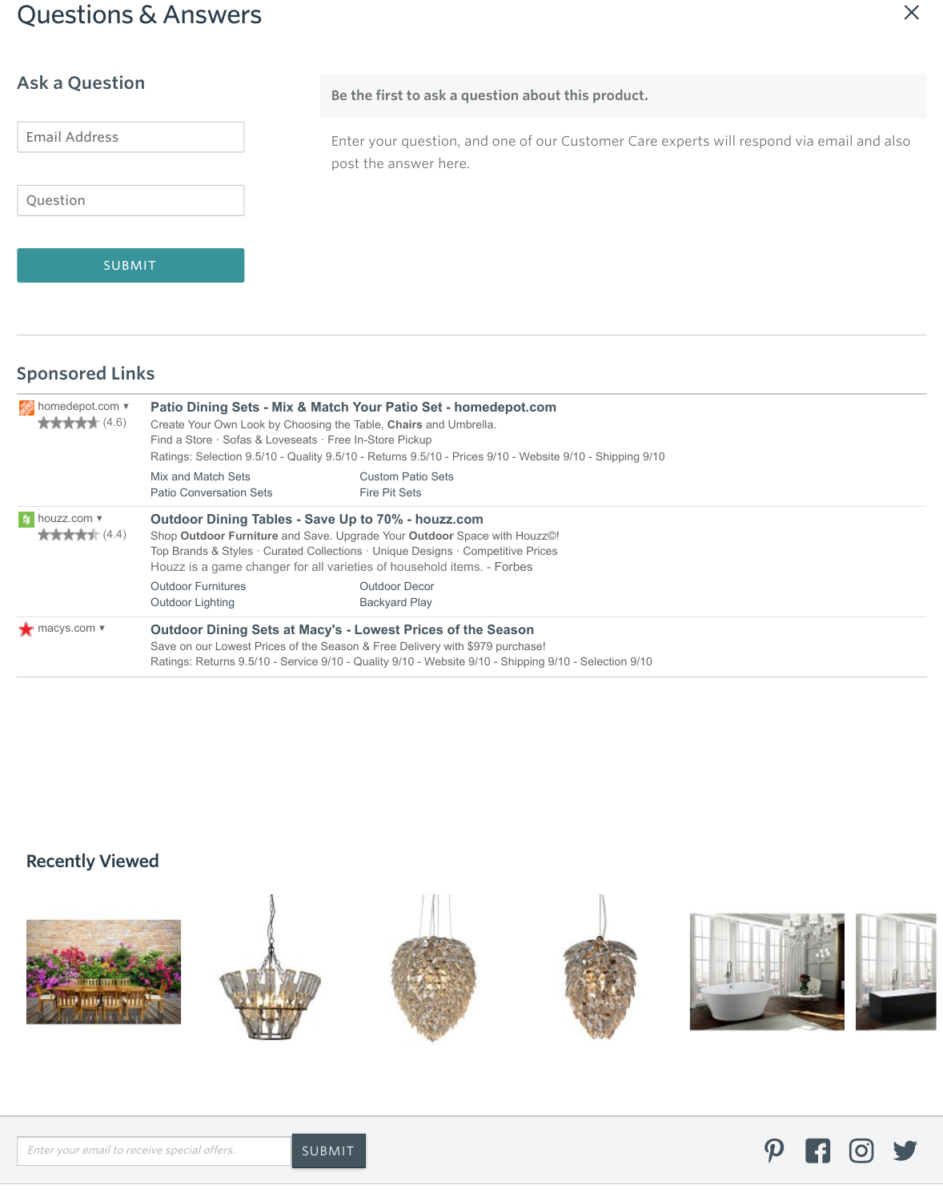# Questions & Answers

## Ask a Question

Email Address

Question

SUBMIT

**Be the first to ask a question about this product.**

Enter your question, and one of our Customer Care experts will respond via email and also post the answer here.

## Sponsored Links

homedepot.com ▾
(4.6)

**Patio Dining Sets - Mix & Match Your Patio Set - homedepot.com**
Create Your Own Look by Choosing the Table, **Chairs** and Umbrella.
Find a Store · Sofas & Loveseats · Free In-Store Pickup
Ratings: Selection 9.5/10 - Quality 9.5/10 - Returns 9.5/10 - Prices 9/10 - Website 9/10 - Shipping 9/10

- Mix and Match Sets
- Custom Patio Sets
- Patio Conversation Sets
- Fire Pit Sets

houzz.com ▾
(4.4)

**Outdoor Dining Tables - Save Up to 70% - houzz.com**
Shop **Outdoor Furniture** and Save. Upgrade Your **Outdoor** Space with Houzz©!
Top Brands & Styles · Curated Collections · Unique Designs · Competitive Prices
Houzz is a game changer for all varieties of household items. - Forbes

- Outdoor Furnitures
- Outdoor Decor
- Outdoor Lighting
- Backyard Play

macys.com ▾

**Outdoor Dining Sets at Macy's - Lowest Prices of the Season**
Save on our Lowest Prices of the Season & Free Delivery with $979 purchase!
Ratings: Returns 9.5/10 - Service 9/10 - Quality 9/10 - Website 9/10 - Shipping 9/10 - Selection 9/10

## Recently Viewed

*Enter your email to receive special offers.*

SUBMIT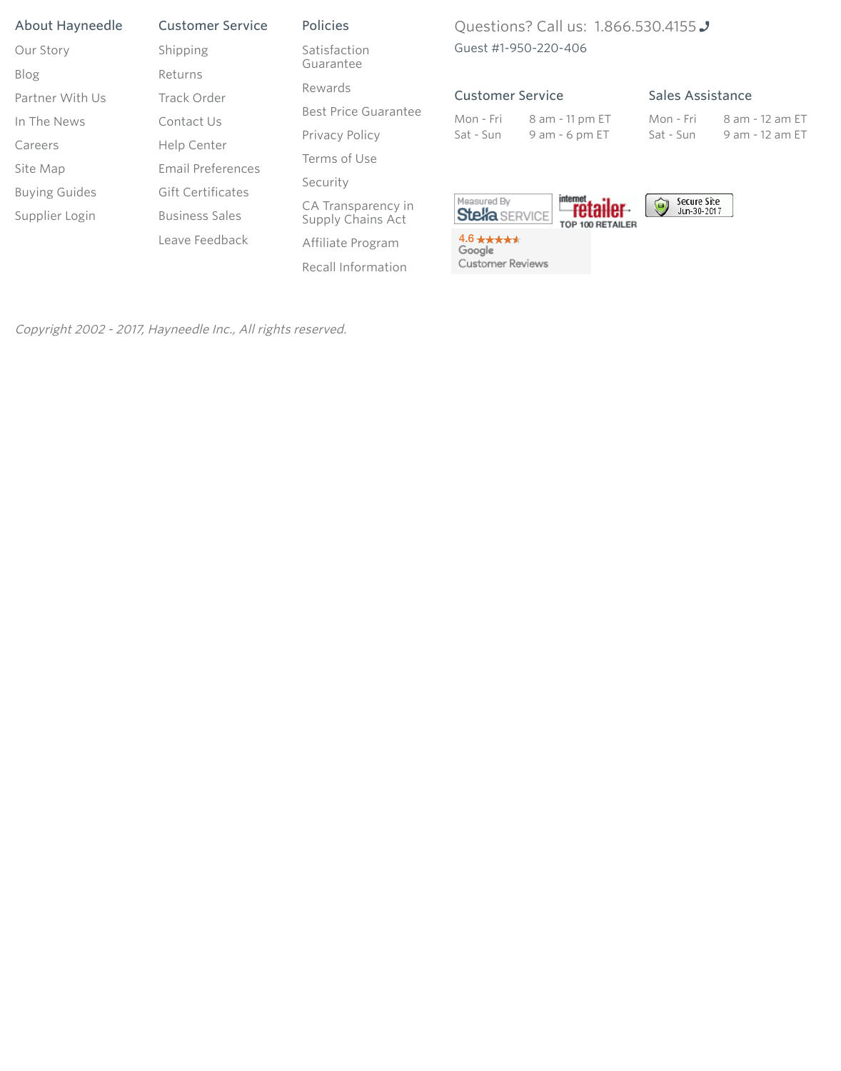**About Hayneedle**

- Our Story
- Blog
- Partner With Us
- In The News
- Careers
- Site Map
- Buying Guides
- Supplier Login

**Customer Service**

- Shipping
- Returns
- Track Order
- Contact Us
- Help Center
- Email Preferences
- Gift Certificates
- Business Sales
- Leave Feedback

**Policies**

- Satisfaction Guarantee
- Rewards
- Best Price Guarantee
- Privacy Policy
- Terms of Use
- Security
- CA Transparency in Supply Chains Act
- Affiliate Program
- Recall Information

Questions? Call us: 1.866.530.4155

Guest #1-950-220-406

**Customer Service**

| | |
|---|---|
| Mon - Fri | 8 am - 11 pm ET |
| Sat - Sun | 9 am - 6 pm ET |

**Sales Assistance**

| | |
|---|---|
| Mon - Fri | 8 am - 12 am ET |
| Sat - Sun | 9 am - 12 am ET |

Measured By StellaSERVICE

internet retailer TOP 100 RETAILER

Secure Site Jun-30-2017

4.6 Google Customer Reviews

*Copyright 2002 - 2017, Hayneedle Inc., All rights reserved.*